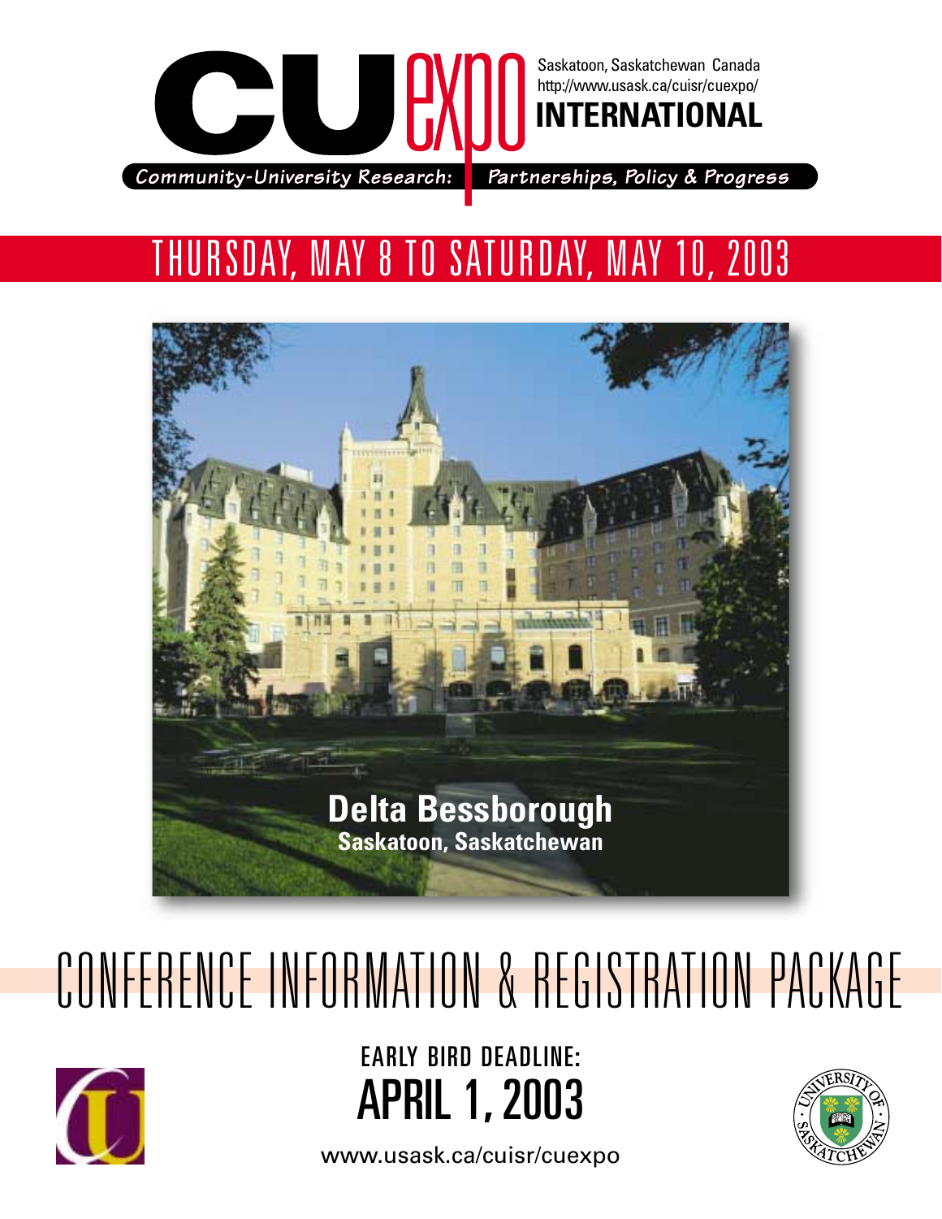# CU expo INTERNATIONAL

Saskatoon, Saskatchewan Canada
http://www.usask.ca/cuisr/cuexpo/

*Community-University Research: Partnerships, Policy & Progress*

## THURSDAY, MAY 8 TO SATURDAY, MAY 10, 2003

**Delta Bessborough**
**Saskatoon, Saskatchewan**

# CONFERENCE INFORMATION & REGISTRATION PACKAGE

EARLY BIRD DEADLINE:
## APRIL 1, 2003

www.usask.ca/cuisr/cuexpo

UNIVERSITY OF SASKATCHEWAN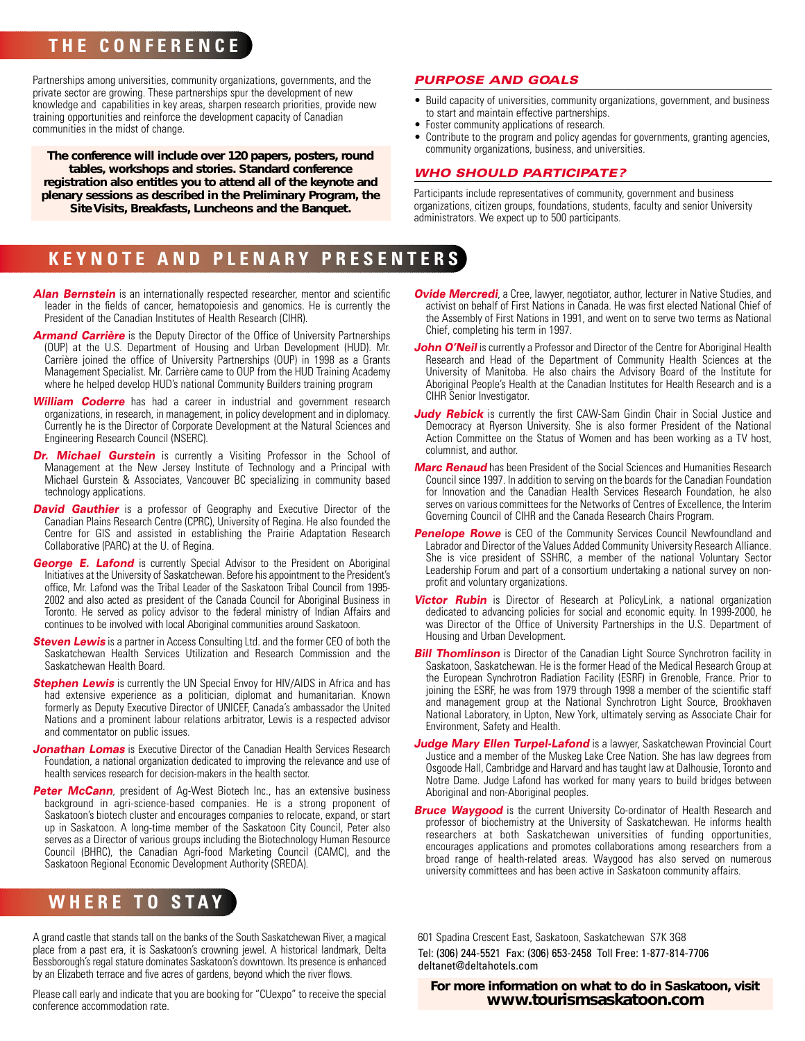## THE CONFERENCE

Partnerships among universities, community organizations, governments, and the private sector are growing. These partnerships spur the development of new knowledge and capabilities in key areas, sharpen research priorities, provide new training opportunities and reinforce the development capacity of Canadian communities in the midst of change.

**The conference will include over 120 papers, posters, round tables, workshops and stories. Standard conference registration also entitles you to attend all of the keynote and plenary sessions as described in the Preliminary Program, the Site Visits, Breakfasts, Luncheons and the Banquet.**

### *PURPOSE AND GOALS*

- Build capacity of universities, community organizations, government, and business to start and maintain effective partnerships.
- Foster community applications of research.
- Contribute to the program and policy agendas for governments, granting agencies, community organizations, business, and universities.

### *WHO SHOULD PARTICIPATE?*

Participants include representatives of community, government and business organizations, citizen groups, foundations, students, faculty and senior University administrators. We expect up to 500 participants.

## KEYNOTE AND PLENARY PRESENTERS

***Alan Bernstein*** is an internationally respected researcher, mentor and scientific leader in the fields of cancer, hematopoiesis and genomics. He is currently the President of the Canadian Institutes of Health Research (CIHR).

***Armand Carrière*** is the Deputy Director of the Office of University Partnerships (OUP) at the U.S. Department of Housing and Urban Development (HUD). Mr. Carrière joined the office of University Partnerships (OUP) in 1998 as a Grants Management Specialist. Mr. Carrière came to OUP from the HUD Training Academy where he helped develop HUD's national Community Builders training program

***William Coderre*** has had a career in industrial and government research organizations, in research, in management, in policy development and in diplomacy. Currently he is the Director of Corporate Development at the Natural Sciences and Engineering Research Council (NSERC).

***Dr. Michael Gurstein*** is currently a Visiting Professor in the School of Management at the New Jersey Institute of Technology and a Principal with Michael Gurstein & Associates, Vancouver BC specializing in community based technology applications.

***David Gauthier*** is a professor of Geography and Executive Director of the Canadian Plains Research Centre (CPRC), University of Regina. He also founded the Centre for GIS and assisted in establishing the Prairie Adaptation Research Collaborative (PARC) at the U. of Regina.

***George E. Lafond*** is currently Special Advisor to the President on Aboriginal Initiatives at the University of Saskatchewan. Before his appointment to the President's office, Mr. Lafond was the Tribal Leader of the Saskatoon Tribal Council from 1995-2002 and also acted as president of the Canada Council for Aboriginal Business in Toronto. He served as policy advisor to the federal ministry of Indian Affairs and continues to be involved with local Aboriginal communities around Saskatoon.

***Steven Lewis*** is a partner in Access Consulting Ltd. and the former CEO of both the Saskatchewan Health Services Utilization and Research Commission and the Saskatchewan Health Board.

***Stephen Lewis*** is currently the UN Special Envoy for HIV/AIDS in Africa and has had extensive experience as a politician, diplomat and humanitarian. Known formerly as Deputy Executive Director of UNICEF, Canada's ambassador the United Nations and a prominent labour relations arbitrator, Lewis is a respected advisor and commentator on public issues.

***Jonathan Lomas*** is Executive Director of the Canadian Health Services Research Foundation, a national organization dedicated to improving the relevance and use of health services research for decision-makers in the health sector.

***Peter McCann***, president of Ag-West Biotech Inc., has an extensive business background in agri-science-based companies. He is a strong proponent of Saskatoon's biotech cluster and encourages companies to relocate, expand, or start up in Saskatoon. A long-time member of the Saskatoon City Council, Peter also serves as a Director of various groups including the Biotechnology Human Resource Council (BHRC), the Canadian Agri-food Marketing Council (CAMC), and the Saskatoon Regional Economic Development Authority (SREDA).

***Ovide Mercredi***, a Cree, lawyer, negotiator, author, lecturer in Native Studies, and activist on behalf of First Nations in Canada. He was first elected National Chief of the Assembly of First Nations in 1991, and went on to serve two terms as National Chief, completing his term in 1997.

***John O'Neil*** is currently a Professor and Director of the Centre for Aboriginal Health Research and Head of the Department of Community Health Sciences at the University of Manitoba. He also chairs the Advisory Board of the Institute for Aboriginal People's Health at the Canadian Institutes for Health Research and is a CIHR Senior Investigator.

***Judy Rebick*** is currently the first CAW-Sam Gindin Chair in Social Justice and Democracy at Ryerson University. She is also former President of the National Action Committee on the Status of Women and has been working as a TV host, columnist, and author.

***Marc Renaud*** has been President of the Social Sciences and Humanities Research Council since 1997. In addition to serving on the boards for the Canadian Foundation for Innovation and the Canadian Health Services Research Foundation, he also serves on various committees for the Networks of Centres of Excellence, the Interim Governing Council of CIHR and the Canada Research Chairs Program.

***Penelope Rowe*** is CEO of the Community Services Council Newfoundland and Labrador and Director of the Values Added Community University Research Alliance. She is vice president of SSHRC, a member of the national Voluntary Sector Leadership Forum and part of a consortium undertaking a national survey on non-profit and voluntary organizations.

***Victor Rubin*** is Director of Research at PolicyLink, a national organization dedicated to advancing policies for social and economic equity. In 1999-2000, he was Director of the Office of University Partnerships in the U.S. Department of Housing and Urban Development.

***Bill Thomlinson*** is Director of the Canadian Light Source Synchrotron facility in Saskatoon, Saskatchewan. He is the former Head of the Medical Research Group at the European Synchrotron Radiation Facility (ESRF) in Grenoble, France. Prior to joining the ESRF, he was from 1979 through 1998 a member of the scientific staff and management group at the National Synchrotron Light Source, Brookhaven National Laboratory, in Upton, New York, ultimately serving as Associate Chair for Environment, Safety and Health.

***Judge Mary Ellen Turpel-Lafond*** is a lawyer, Saskatchewan Provincial Court Justice and a member of the Muskeg Lake Cree Nation. She has law degrees from Osgoode Hall, Cambridge and Harvard and has taught law at Dalhousie, Toronto and Notre Dame. Judge Lafond has worked for many years to build bridges between Aboriginal and non-Aboriginal peoples.

***Bruce Waygood*** is the current University Co-ordinator of Health Research and professor of biochemistry at the University of Saskatchewan. He informs health researchers at both Saskatchewan universities of funding opportunities, encourages applications and promotes collaborations among researchers from a broad range of health-related areas. Waygood has also served on numerous university committees and has been active in Saskatoon community affairs.

## WHERE TO STAY

A grand castle that stands tall on the banks of the South Saskatchewan River, a magical place from a past era, it is Saskatoon's crowning jewel. A historical landmark, Delta Bessborough's regal stature dominates Saskatoon's downtown. Its presence is enhanced by an Elizabeth terrace and five acres of gardens, beyond which the river flows.

Please call early and indicate that you are booking for "CUexpo" to receive the special conference accommodation rate.

601 Spadina Crescent East, Saskatoon, Saskatchewan S7K 3G8
Tel: (306) 244-5521 Fax: (306) 653-2458 Toll Free: 1-877-814-7706
deltanet@deltahotels.com

**For more information on what to do in Saskatoon, visit www.tourismsaskatoon.com**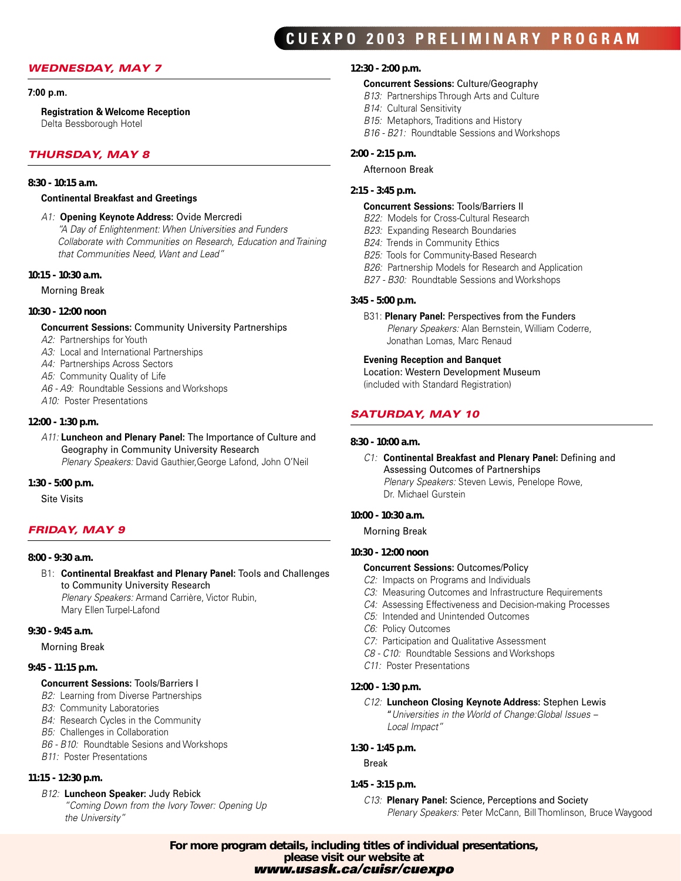# CUEXPO 2003 PRELIMINARY PROGRAM

## WEDNESDAY, MAY 7

**7:00 p.m.**

**Registration & Welcome Reception**
Delta Bessborough Hotel

## THURSDAY, MAY 8

**8:30 - 10:15 a.m.**

**Continental Breakfast and Greetings**

*A1:* **Opening Keynote Address:** Ovide Mercredi
*"A Day of Enlightenment: When Universities and Funders Collaborate with Communities on Research, Education and Training that Communities Need, Want and Lead"*

**10:15 - 10:30 a.m.**

Morning Break

**10:30 - 12:00 noon**

**Concurrent Sessions:** Community University Partnerships
*A2:* Partnerships for Youth
*A3:* Local and International Partnerships
*A4:* Partnerships Across Sectors
*A5:* Community Quality of Life
*A6 - A9:* Roundtable Sessions and Workshops
*A10:* Poster Presentations

**12:00 - 1:30 p.m.**

*A11:* **Luncheon and Plenary Panel:** The Importance of Culture and Geography in Community University Research
*Plenary Speakers:* David Gauthier, George Lafond, John O'Neil

**1:30 - 5:00 p.m.**

Site Visits

## FRIDAY, MAY 9

**8:00 - 9:30 a.m.**

B1: **Continental Breakfast and Plenary Panel:** Tools and Challenges to Community University Research
*Plenary Speakers:* Armand Carrière, Victor Rubin, Mary Ellen Turpel-Lafond

**9:30 - 9:45 a.m.**

Morning Break

**9:45 - 11:15 p.m.**

**Concurrent Sessions:** Tools/Barriers I
*B2:* Learning from Diverse Partnerships
*B3:* Community Laboratories
*B4:* Research Cycles in the Community
*B5:* Challenges in Collaboration
*B6 - B10:* Roundtable Sesions and Workshops
*B11:* Poster Presentations

**11:15 - 12:30 p.m.**

*B12:* **Luncheon Speaker:** Judy Rebick
*"Coming Down from the Ivory Tower: Opening Up the University"*

**12:30 - 2:00 p.m.**

**Concurrent Sessions:** Culture/Geography
*B13:* Partnerships Through Arts and Culture
*B14:* Cultural Sensitivity
*B15:* Metaphors, Traditions and History
*B16 - B21:* Roundtable Sessions and Workshops

**2:00 - 2:15 p.m.**

Afternoon Break

**2:15 - 3:45 p.m.**

**Concurrent Sessions:** Tools/Barriers II
*B22:* Models for Cross-Cultural Research
*B23:* Expanding Research Boundaries
*B24:* Trends in Community Ethics
*B25:* Tools for Community-Based Research
*B26:* Partnership Models for Research and Application
*B27 - B30:* Roundtable Sessions and Workshops

**3:45 - 5:00 p.m.**

B31: **Plenary Panel:** Perspectives from the Funders
*Plenary Speakers:* Alan Bernstein, William Coderre, Jonathan Lomas, Marc Renaud

**Evening Reception and Banquet**
Location: Western Development Museum
(included with Standard Registration)

## SATURDAY, MAY 10

**8:30 - 10:00 a.m.**

*C1:* **Continental Breakfast and Plenary Panel:** Defining and Assessing Outcomes of Partnerships
*Plenary Speakers:* Steven Lewis, Penelope Rowe, Dr. Michael Gurstein

**10:00 - 10:30 a.m.**

Morning Break

**10:30 - 12:00 noon**

**Concurrent Sessions:** Outcomes/Policy
*C2:* Impacts on Programs and Individuals
*C3:* Measuring Outcomes and Infrastructure Requirements
*C4:* Assessing Effectiveness and Decision-making Processes
*C5:* Intended and Unintended Outcomes
*C6:* Policy Outcomes
*C7:* Participation and Qualitative Assessment
*C8 - C10:* Roundtable Sessions and Workshops
*C11:* Poster Presentations

**12:00 - 1:30 p.m.**

*C12:* **Luncheon Closing Keynote Address:** Stephen Lewis
"*Universities in the World of Change:Global Issues – Local Impact"*

**1:30 - 1:45 p.m.**

Break

**1:45 - 3:15 p.m.**

*C13:* **Plenary Panel:** Science, Perceptions and Society
*Plenary Speakers:* Peter McCann, Bill Thomlinson, Bruce Waygood

**For more program details, including titles of individual presentations, please visit our website at *www.usask.ca/cuisr/cuexpo***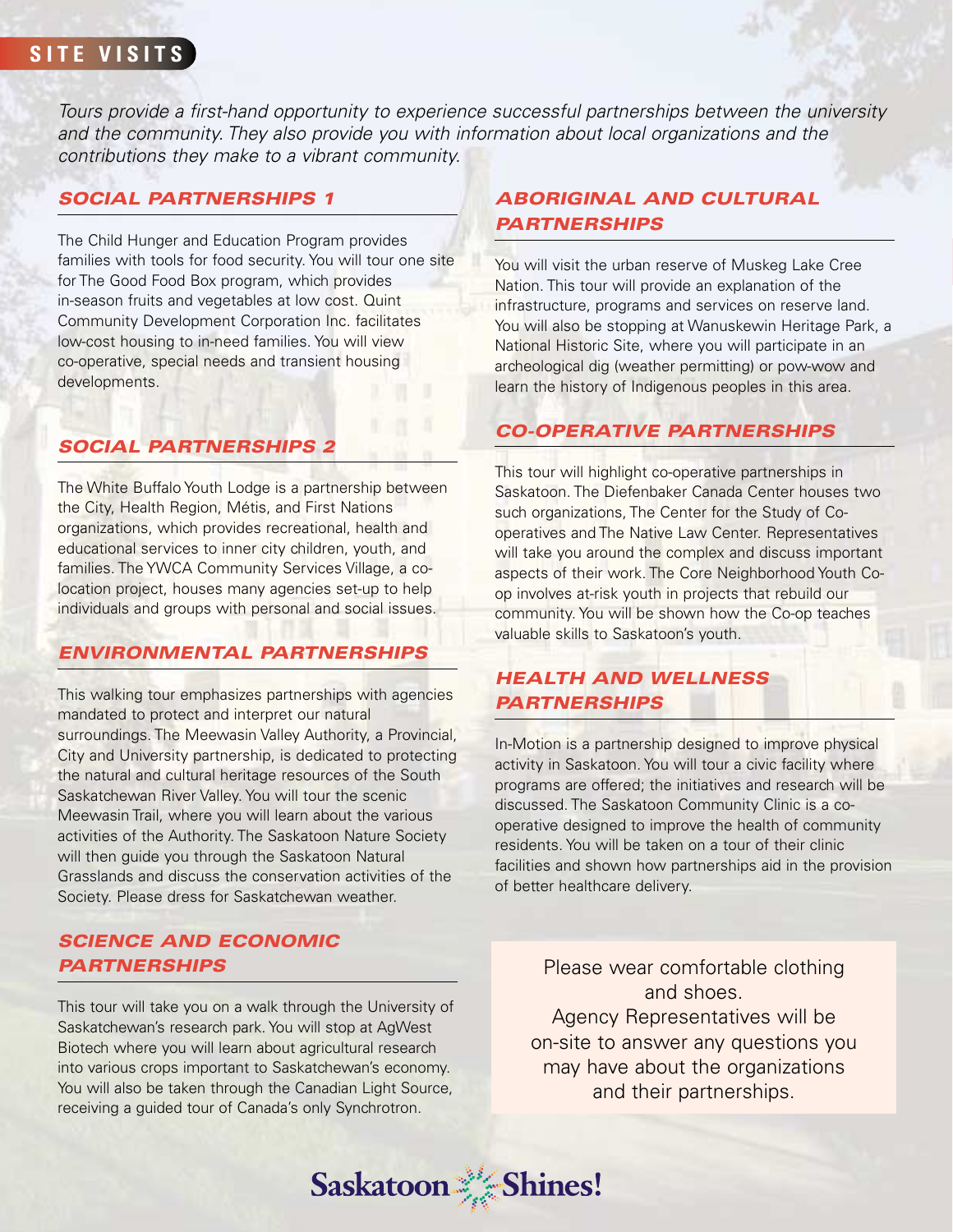# SITE VISITS

*Tours provide a first-hand opportunity to experience successful partnerships between the university and the community. They also provide you with information about local organizations and the contributions they make to a vibrant community.*

## *SOCIAL PARTNERSHIPS 1*

The Child Hunger and Education Program provides families with tools for food security. You will tour one site for The Good Food Box program, which provides in-season fruits and vegetables at low cost. Quint Community Development Corporation Inc. facilitates low-cost housing to in-need families. You will view co-operative, special needs and transient housing developments.

## *SOCIAL PARTNERSHIPS 2*

The White Buffalo Youth Lodge is a partnership between the City, Health Region, Métis, and First Nations organizations, which provides recreational, health and educational services to inner city children, youth, and families. The YWCA Community Services Village, a co-location project, houses many agencies set-up to help individuals and groups with personal and social issues.

## *ENVIRONMENTAL PARTNERSHIPS*

This walking tour emphasizes partnerships with agencies mandated to protect and interpret our natural surroundings. The Meewasin Valley Authority, a Provincial, City and University partnership, is dedicated to protecting the natural and cultural heritage resources of the South Saskatchewan River Valley. You will tour the scenic Meewasin Trail, where you will learn about the various activities of the Authority. The Saskatoon Nature Society will then guide you through the Saskatoon Natural Grasslands and discuss the conservation activities of the Society. Please dress for Saskatchewan weather.

## *SCIENCE AND ECONOMIC PARTNERSHIPS*

This tour will take you on a walk through the University of Saskatchewan's research park. You will stop at AgWest Biotech where you will learn about agricultural research into various crops important to Saskatchewan's economy. You will also be taken through the Canadian Light Source, receiving a guided tour of Canada's only Synchrotron.

## *ABORIGINAL AND CULTURAL PARTNERSHIPS*

You will visit the urban reserve of Muskeg Lake Cree Nation. This tour will provide an explanation of the infrastructure, programs and services on reserve land. You will also be stopping at Wanuskewin Heritage Park, a National Historic Site, where you will participate in an archeological dig (weather permitting) or pow-wow and learn the history of Indigenous peoples in this area.

## *CO-OPERATIVE PARTNERSHIPS*

This tour will highlight co-operative partnerships in Saskatoon. The Diefenbaker Canada Center houses two such organizations, The Center for the Study of Co-operatives and The Native Law Center. Representatives will take you around the complex and discuss important aspects of their work. The Core Neighborhood Youth Co-op involves at-risk youth in projects that rebuild our community. You will be shown how the Co-op teaches valuable skills to Saskatoon's youth.

## *HEALTH AND WELLNESS PARTNERSHIPS*

In-Motion is a partnership designed to improve physical activity in Saskatoon. You will tour a civic facility where programs are offered; the initiatives and research will be discussed. The Saskatoon Community Clinic is a co-operative designed to improve the health of community residents. You will be taken on a tour of their clinic facilities and shown how partnerships aid in the provision of better healthcare delivery.

Please wear comfortable clothing and shoes.
Agency Representatives will be on-site to answer any questions you may have about the organizations and their partnerships.

Saskatoon Shines!